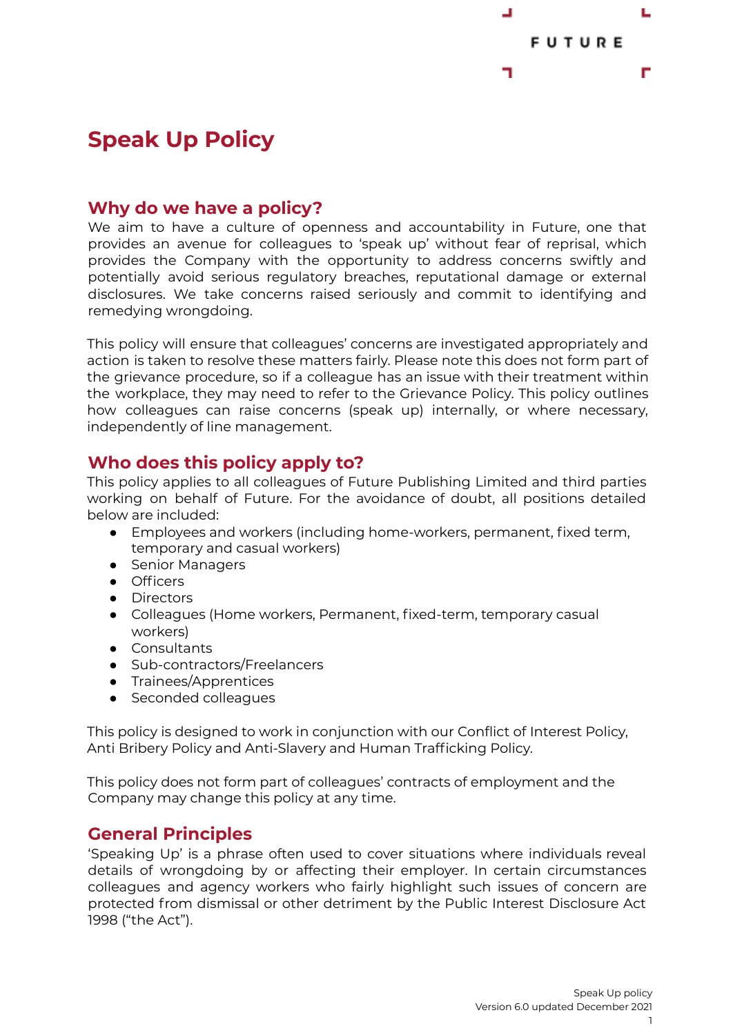# Speak Up Policy

## Why do we have a policy?

We aim to have a culture of openness and accountability in Future, one that provides an avenue for colleagues to 'speak up' without fear of reprisal, which provides the Company with the opportunity to address concerns swiftly and potentially avoid serious regulatory breaches, reputational damage or external disclosures. We take concerns raised seriously and commit to identifying and remedying wrongdoing.

This policy will ensure that colleagues' concerns are investigated appropriately and action is taken to resolve these matters fairly. Please note this does not form part of the grievance procedure, so if a colleague has an issue with their treatment within the workplace, they may need to refer to the Grievance Policy. This policy outlines how colleagues can raise concerns (speak up) internally, or where necessary, independently of line management.

## Who does this policy apply to?

This policy applies to all colleagues of Future Publishing Limited and third parties working on behalf of Future. For the avoidance of doubt, all positions detailed below are included:

- Employees and workers (including home-workers, permanent, fixed term, temporary and casual workers)
- Senior Managers
- Officers
- Directors
- Colleagues (Home workers, Permanent, fixed-term, temporary casual workers)
- Consultants
- Sub-contractors/Freelancers
- Trainees/Apprentices
- Seconded colleagues

This policy is designed to work in conjunction with our Conflict of Interest Policy, Anti Bribery Policy and Anti-Slavery and Human Trafficking Policy.

This policy does not form part of colleagues' contracts of employment and the Company may change this policy at any time.

## General Principles

'Speaking Up' is a phrase often used to cover situations where individuals reveal details of wrongdoing by or affecting their employer. In certain circumstances colleagues and agency workers who fairly highlight such issues of concern are protected from dismissal or other detriment by the Public Interest Disclosure Act 1998 ("the Act").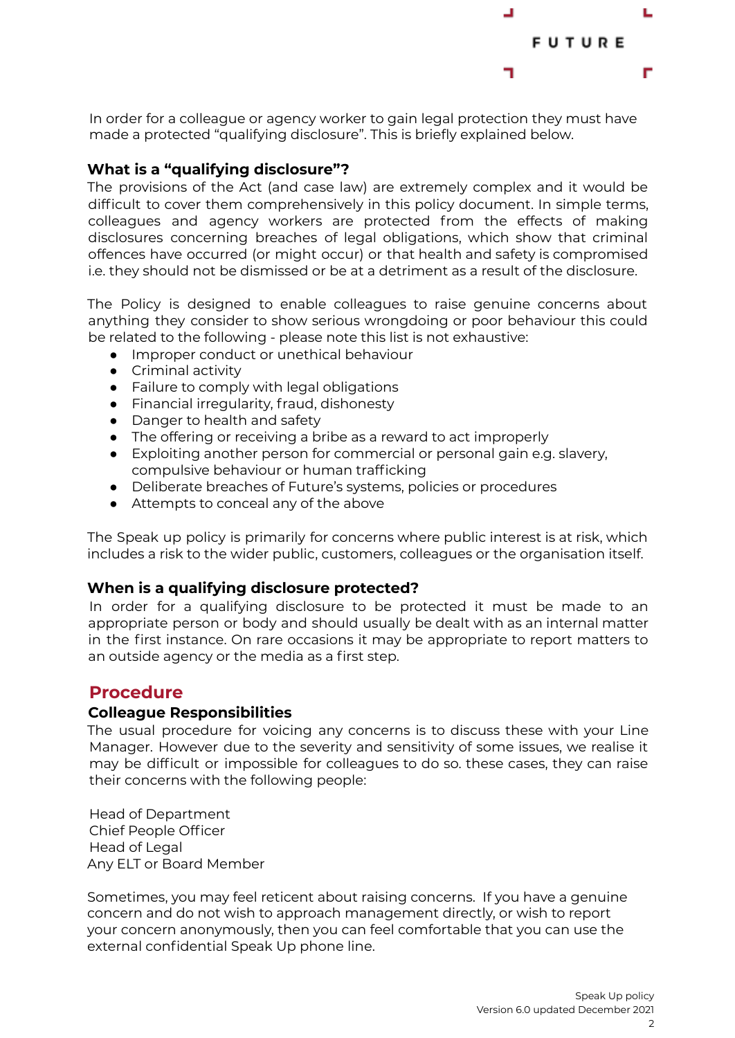In order for a colleague or agency worker to gain legal protection they must have made a protected "qualifying disclosure". This is briefly explained below.

### What is a "qualifying disclosure"?

The provisions of the Act (and case law) are extremely complex and it would be difficult to cover them comprehensively in this policy document. In simple terms, colleagues and agency workers are protected from the effects of making disclosures concerning breaches of legal obligations, which show that criminal offences have occurred (or might occur) or that health and safety is compromised i.e. they should not be dismissed or be at a detriment as a result of the disclosure.

The Policy is designed to enable colleagues to raise genuine concerns about anything they consider to show serious wrongdoing or poor behaviour this could be related to the following - please note this list is not exhaustive:

- Improper conduct or unethical behaviour
- Criminal activity
- Failure to comply with legal obligations
- Financial irregularity, fraud, dishonesty
- Danger to health and safety
- The offering or receiving a bribe as a reward to act improperly
- Exploiting another person for commercial or personal gain e.g. slavery, compulsive behaviour or human trafficking
- Deliberate breaches of Future's systems, policies or procedures
- Attempts to conceal any of the above

The Speak up policy is primarily for concerns where public interest is at risk, which includes a risk to the wider public, customers, colleagues or the organisation itself.

### When is a qualifying disclosure protected?

In order for a qualifying disclosure to be protected it must be made to an appropriate person or body and should usually be dealt with as an internal matter in the first instance. On rare occasions it may be appropriate to report matters to an outside agency or the media as a first step.

## Procedure

### Colleague Responsibilities

The usual procedure for voicing any concerns is to discuss these with your Line Manager. However due to the severity and sensitivity of some issues, we realise it may be difficult or impossible for colleagues to do so. these cases, they can raise their concerns with the following people:

Head of Department
Chief People Officer
Head of Legal
Any ELT or Board Member

Sometimes, you may feel reticent about raising concerns. If you have a genuine concern and do not wish to approach management directly, or wish to report your concern anonymously, then you can feel comfortable that you can use the external confidential Speak Up phone line.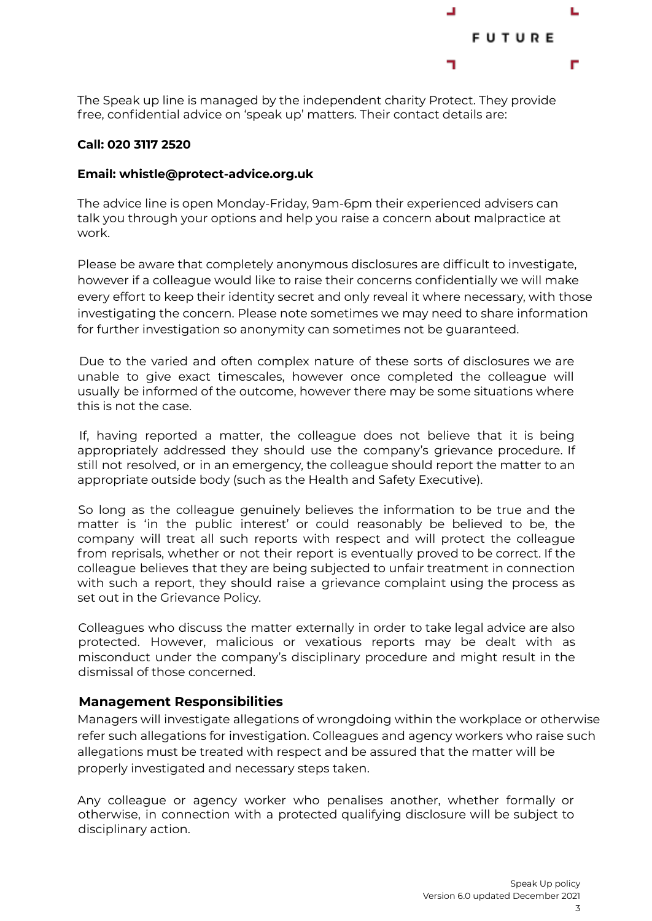The Speak up line is managed by the independent charity Protect. They provide free, confidential advice on 'speak up' matters. Their contact details are:

**Call: 020 3117 2520**

**Email: whistle@protect-advice.org.uk**

The advice line is open Monday-Friday, 9am-6pm their experienced advisers can talk you through your options and help you raise a concern about malpractice at work.

Please be aware that completely anonymous disclosures are difficult to investigate, however if a colleague would like to raise their concerns confidentially we will make every effort to keep their identity secret and only reveal it where necessary, with those investigating the concern. Please note sometimes we may need to share information for further investigation so anonymity can sometimes not be guaranteed.

Due to the varied and often complex nature of these sorts of disclosures we are unable to give exact timescales, however once completed the colleague will usually be informed of the outcome, however there may be some situations where this is not the case.

If, having reported a matter, the colleague does not believe that it is being appropriately addressed they should use the company's grievance procedure. If still not resolved, or in an emergency, the colleague should report the matter to an appropriate outside body (such as the Health and Safety Executive).

So long as the colleague genuinely believes the information to be true and the matter is 'in the public interest' or could reasonably be believed to be, the company will treat all such reports with respect and will protect the colleague from reprisals, whether or not their report is eventually proved to be correct. If the colleague believes that they are being subjected to unfair treatment in connection with such a report, they should raise a grievance complaint using the process as set out in the Grievance Policy.

Colleagues who discuss the matter externally in order to take legal advice are also protected. However, malicious or vexatious reports may be dealt with as misconduct under the company's disciplinary procedure and might result in the dismissal of those concerned.

## Management Responsibilities

Managers will investigate allegations of wrongdoing within the workplace or otherwise refer such allegations for investigation. Colleagues and agency workers who raise such allegations must be treated with respect and be assured that the matter will be properly investigated and necessary steps taken.

Any colleague or agency worker who penalises another, whether formally or otherwise, in connection with a protected qualifying disclosure will be subject to disciplinary action.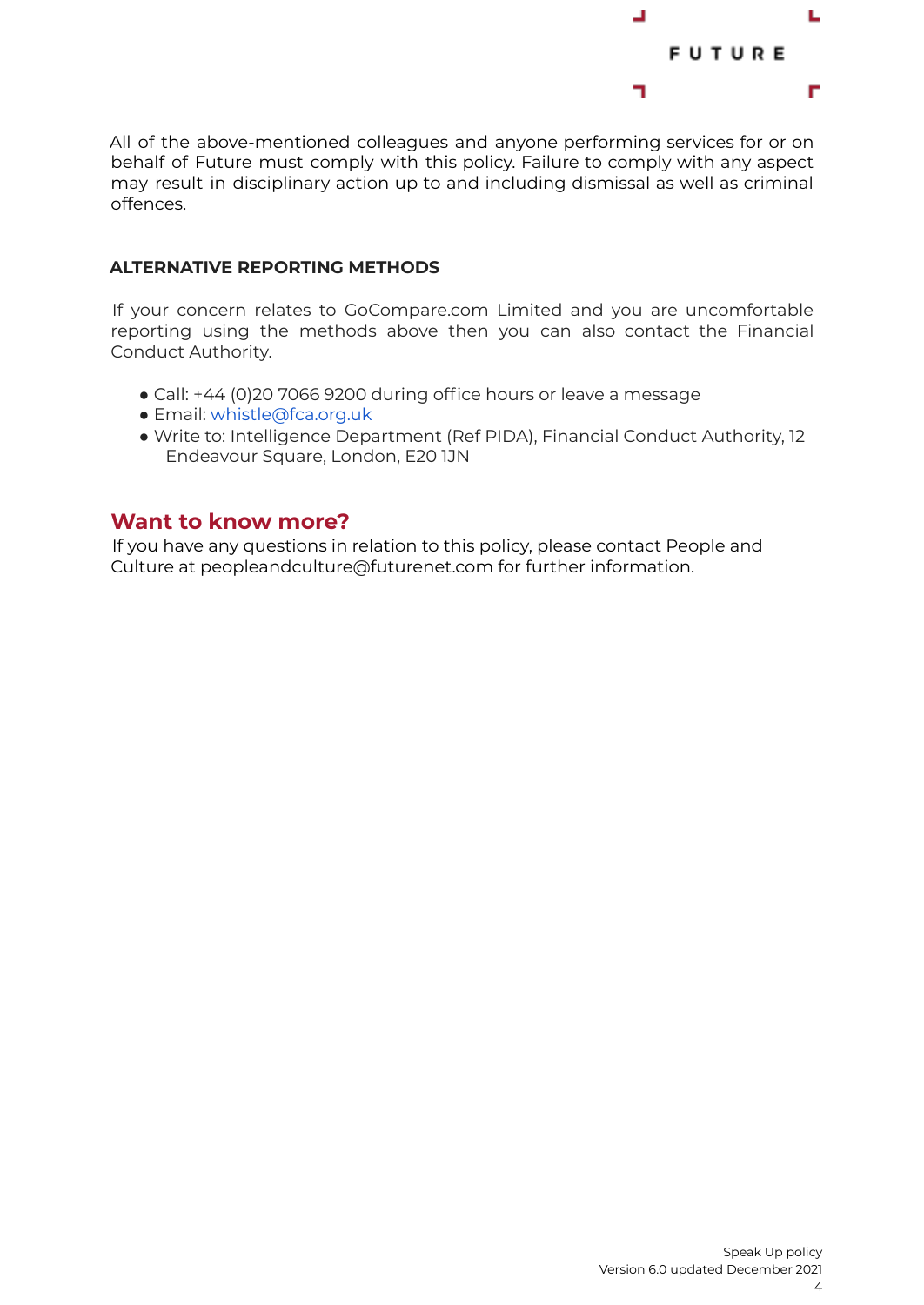All of the above-mentioned colleagues and anyone performing services for or on behalf of Future must comply with this policy. Failure to comply with any aspect may result in disciplinary action up to and including dismissal as well as criminal offences.

### ALTERNATIVE REPORTING METHODS

If your concern relates to GoCompare.com Limited and you are uncomfortable reporting using the methods above then you can also contact the Financial Conduct Authority.

- Call: +44 (0)20 7066 9200 during office hours or leave a message
- Email: whistle@fca.org.uk
- Write to: Intelligence Department (Ref PIDA), Financial Conduct Authority, 12 Endeavour Square, London, E20 1JN

## Want to know more?

If you have any questions in relation to this policy, please contact People and Culture at peopleandculture@futurenet.com for further information.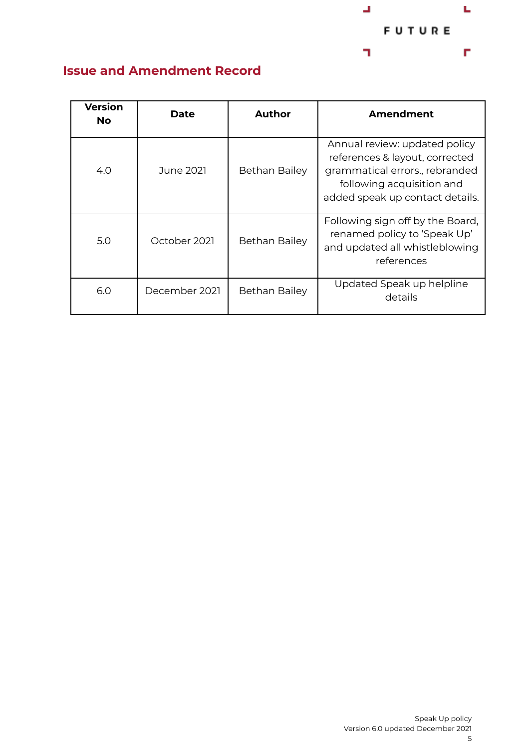## Issue and Amendment Record

| Version No | Date | Author | Amendment |
|---|---|---|---|
| 4.0 | June 2021 | Bethan Bailey | Annual review: updated policy references & layout, corrected grammatical errors., rebranded following acquisition and added speak up contact details. |
| 5.0 | October 2021 | Bethan Bailey | Following sign off by the Board, renamed policy to 'Speak Up' and updated all whistleblowing references |
| 6.0 | December 2021 | Bethan Bailey | Updated Speak up helpline details |